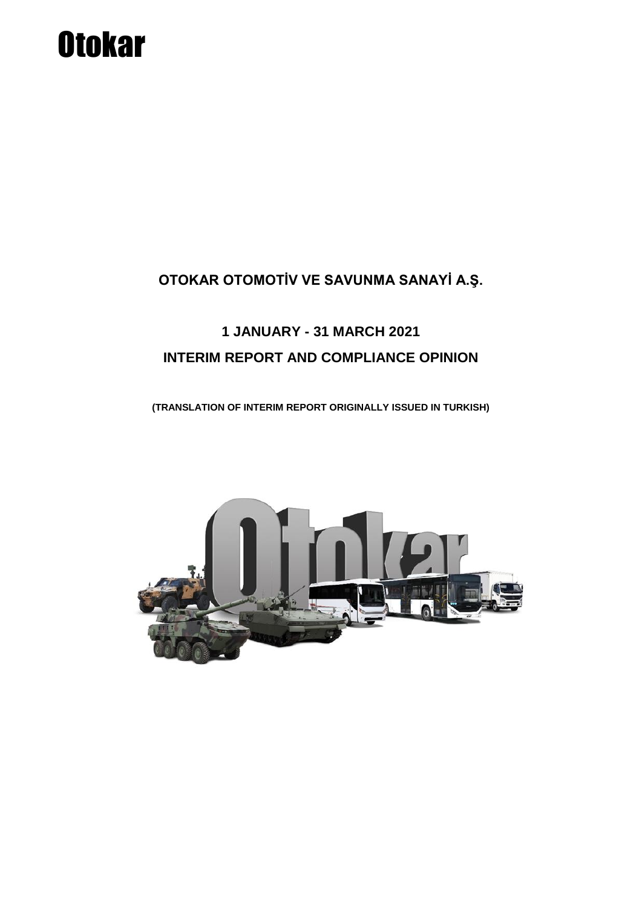Otokar

# OTOKAR OTOMOTİV VE SAVUNMA SANAYİ A.Ş.

## 1 JANUARY - 31 MARCH 2021

## INTERIM REPORT AND COMPLIANCE OPINION

**(TRANSLATION OF INTERIM REPORT ORIGINALLY ISSUED IN TURKISH)**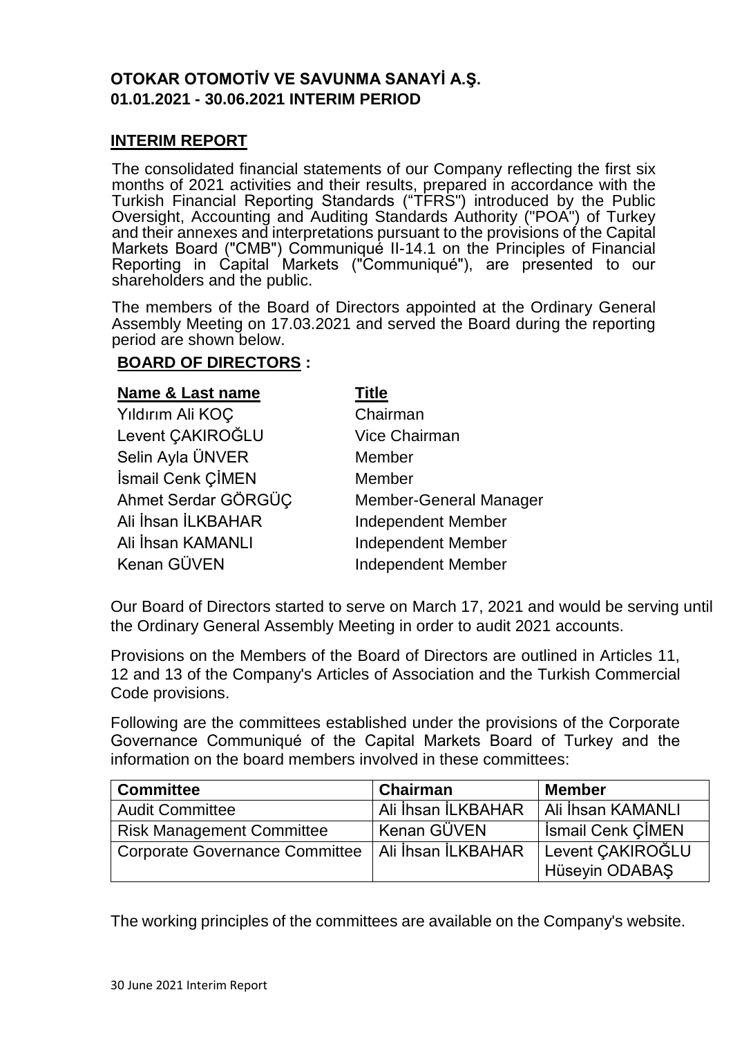**OTOKAR OTOMOTİV VE SAVUNMA SANAYİ A.Ş.**
**01.01.2021 - 30.06.2021 INTERIM PERIOD**

## INTERIM REPORT

The consolidated financial statements of our Company reflecting the first six months of 2021 activities and their results, prepared in accordance with the Turkish Financial Reporting Standards ("TFRS") introduced by the Public Oversight, Accounting and Auditing Standards Authority ("POA") of Turkey and their annexes and interpretations pursuant to the provisions of the Capital Markets Board ("CMB") Communiqué II-14.1 on the Principles of Financial Reporting in Capital Markets ("Communiqué"), are presented to our shareholders and the public.

The members of the Board of Directors appointed at the Ordinary General Assembly Meeting on 17.03.2021 and served the Board during the reporting period are shown below.

### BOARD OF DIRECTORS :

| Name & Last name | Title |
|---|---|
| Yıldırım Ali KOÇ | Chairman |
| Levent ÇAKIROĞLU | Vice Chairman |
| Selin Ayla ÜNVER | Member |
| İsmail Cenk ÇİMEN | Member |
| Ahmet Serdar GÖRGÜÇ | Member-General Manager |
| Ali İhsan İLKBAHAR | Independent Member |
| Ali İhsan KAMANLI | Independent Member |
| Kenan GÜVEN | Independent Member |

Our Board of Directors started to serve on March 17, 2021 and would be serving until the Ordinary General Assembly Meeting in order to audit 2021 accounts.

Provisions on the Members of the Board of Directors are outlined in Articles 11, 12 and 13 of the Company's Articles of Association and the Turkish Commercial Code provisions.

Following are the committees established under the provisions of the Corporate Governance Communiqué of the Capital Markets Board of Turkey and the information on the board members involved in these committees:

| Committee | Chairman | Member |
|---|---|---|
| Audit Committee | Ali İhsan İLKBAHAR | Ali İhsan KAMANLI |
| Risk Management Committee | Kenan GÜVEN | İsmail Cenk ÇİMEN |
| Corporate Governance Committee | Ali İhsan İLKBAHAR | Levent ÇAKIROĞLU<br>Hüseyin ODABAŞ |

The working principles of the committees are available on the Company's website.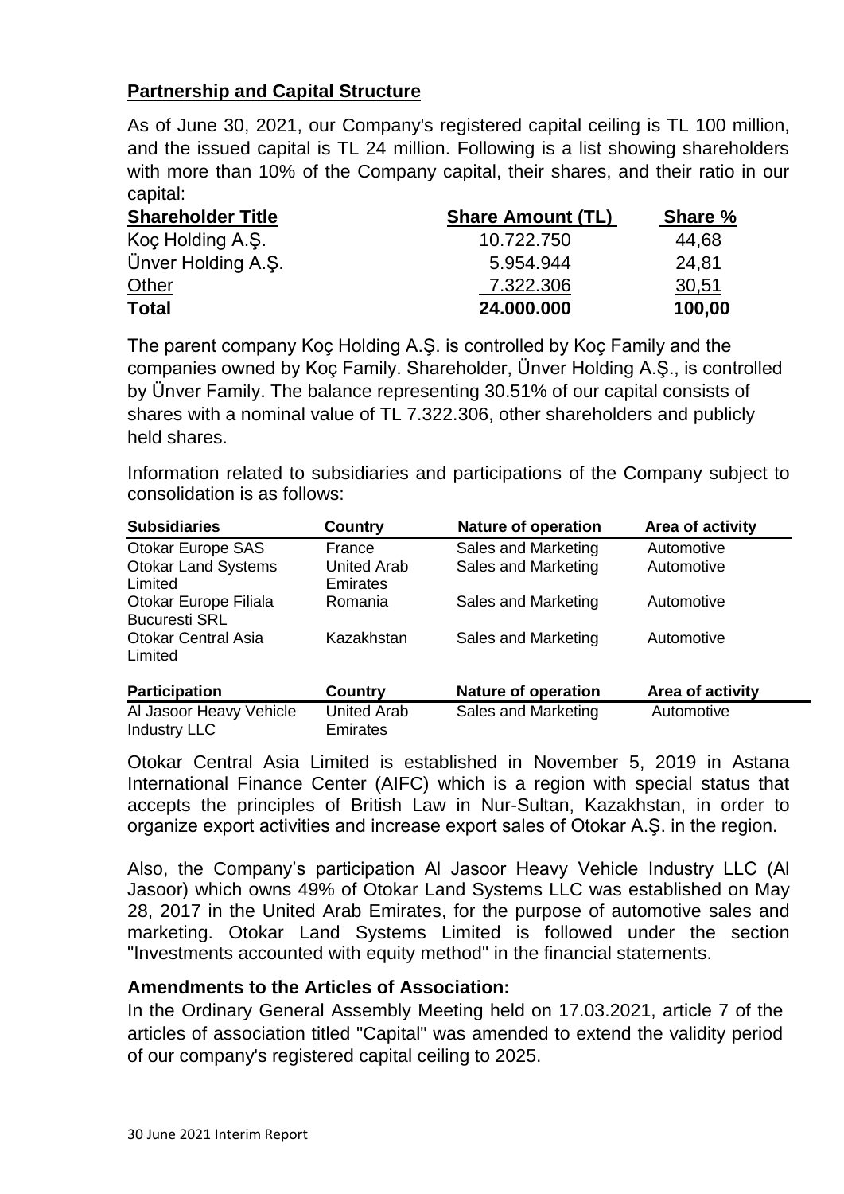## Partnership and Capital Structure

As of June 30, 2021, our Company's registered capital ceiling is TL 100 million, and the issued capital is TL 24 million. Following is a list showing shareholders with more than 10% of the Company capital, their shares, and their ratio in our capital:

| Shareholder Title | Share Amount (TL) | Share % |
|---|---|---|
| Koç Holding A.Ş. | 10.722.750 | 44,68 |
| Ünver Holding A.Ş. | 5.954.944 | 24,81 |
| Other | 7.322.306 | 30,51 |
| **Total** | **24.000.000** | **100,00** |

The parent company Koç Holding A.Ş. is controlled by Koç Family and the companies owned by Koç Family. Shareholder, Ünver Holding A.Ş., is controlled by Ünver Family. The balance representing 30.51% of our capital consists of shares with a nominal value of TL 7.322.306, other shareholders and publicly held shares.

Information related to subsidiaries and participations of the Company subject to consolidation is as follows:

| Subsidiaries | Country | Nature of operation | Area of activity |
|---|---|---|---|
| Otokar Europe SAS | France | Sales and Marketing | Automotive |
| Otokar Land Systems Limited | United Arab Emirates | Sales and Marketing | Automotive |
| Otokar Europe Filiala Bucuresti SRL | Romania | Sales and Marketing | Automotive |
| Otokar Central Asia Limited | Kazakhstan | Sales and Marketing | Automotive |

| Participation | Country | Nature of operation | Area of activity |
|---|---|---|---|
| Al Jasoor Heavy Vehicle Industry LLC | United Arab Emirates | Sales and Marketing | Automotive |

Otokar Central Asia Limited is established in November 5, 2019 in Astana International Finance Center (AIFC) which is a region with special status that accepts the principles of British Law in Nur-Sultan, Kazakhstan, in order to organize export activities and increase export sales of Otokar A.Ş. in the region.

Also, the Company's participation Al Jasoor Heavy Vehicle Industry LLC (Al Jasoor) which owns 49% of Otokar Land Systems LLC was established on May 28, 2017 in the United Arab Emirates, for the purpose of automotive sales and marketing. Otokar Land Systems Limited is followed under the section "Investments accounted with equity method" in the financial statements.

### Amendments to the Articles of Association:

In the Ordinary General Assembly Meeting held on 17.03.2021, article 7 of the articles of association titled "Capital" was amended to extend the validity period of our company's registered capital ceiling to 2025.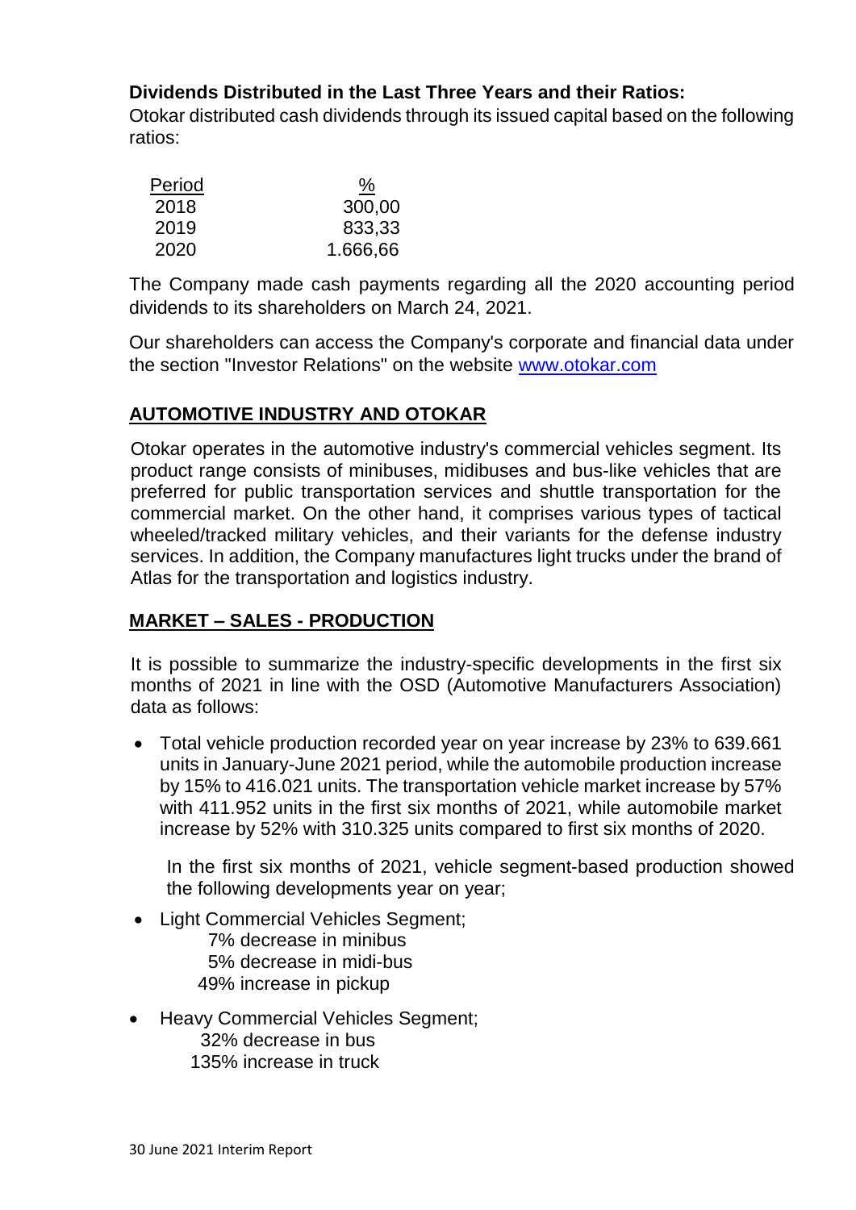**Dividends Distributed in the Last Three Years and their Ratios:**

Otokar distributed cash dividends through its issued capital based on the following ratios:

| Period | % |
|---|---|
| 2018 | 300,00 |
| 2019 | 833,33 |
| 2020 | 1.666,66 |

The Company made cash payments regarding all the 2020 accounting period dividends to its shareholders on March 24, 2021.

Our shareholders can access the Company's corporate and financial data under the section "Investor Relations" on the website www.otokar.com

## AUTOMOTIVE INDUSTRY AND OTOKAR

Otokar operates in the automotive industry's commercial vehicles segment. Its product range consists of minibuses, midibuses and bus-like vehicles that are preferred for public transportation services and shuttle transportation for the commercial market. On the other hand, it comprises various types of tactical wheeled/tracked military vehicles, and their variants for the defense industry services. In addition, the Company manufactures light trucks under the brand of Atlas for the transportation and logistics industry.

## MARKET – SALES - PRODUCTION

It is possible to summarize the industry-specific developments in the first six months of 2021 in line with the OSD (Automotive Manufacturers Association) data as follows:

- Total vehicle production recorded year on year increase by 23% to 639.661 units in January-June 2021 period, while the automobile production increase by 15% to 416.021 units. The transportation vehicle market increase by 57% with 411.952 units in the first six months of 2021, while automobile market increase by 52% with 310.325 units compared to first six months of 2020.

  In the first six months of 2021, vehicle segment-based production showed the following developments year on year;

- Light Commercial Vehicles Segment;
  - 7% decrease in minibus
  - 5% decrease in midi-bus
  - 49% increase in pickup
- Heavy Commercial Vehicles Segment;
  - 32% decrease in bus
  - 135% increase in truck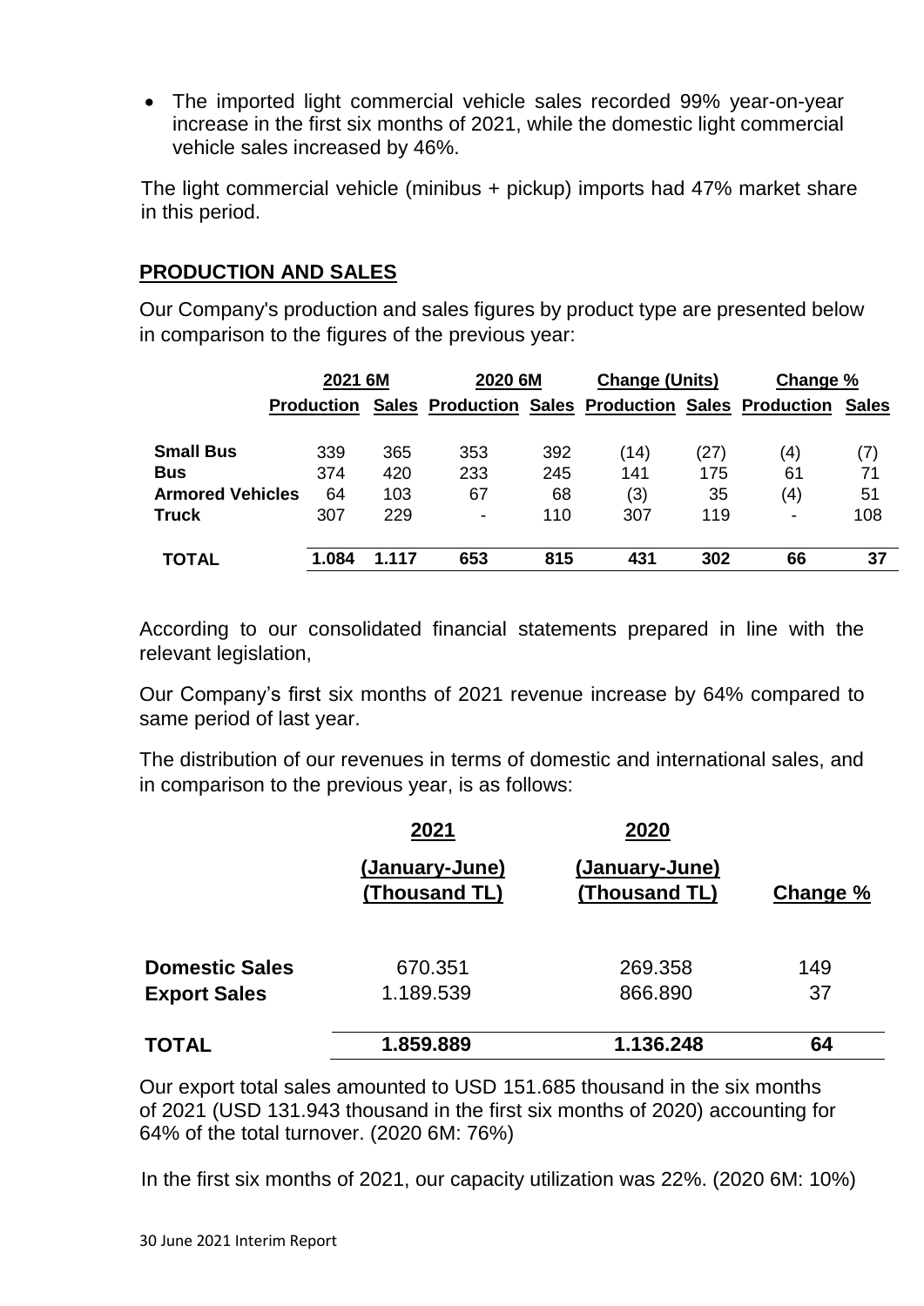- The imported light commercial vehicle sales recorded 99% year-on-year increase in the first six months of 2021, while the domestic light commercial vehicle sales increased by 46%.

The light commercial vehicle (minibus + pickup) imports had 47% market share in this period.

## PRODUCTION AND SALES

Our Company's production and sales figures by product type are presented below in comparison to the figures of the previous year:

| | 2021 6M | | 2020 6M | | Change (Units) | | Change % | |
|---|---|---|---|---|---|---|---|---|
| | Production | Sales | Production | Sales | Production | Sales | Production | Sales |
| **Small Bus** | 339 | 365 | 353 | 392 | (14) | (27) | (4) | (7) |
| **Bus** | 374 | 420 | 233 | 245 | 141 | 175 | 61 | 71 |
| **Armored Vehicles** | 64 | 103 | 67 | 68 | (3) | 35 | (4) | 51 |
| **Truck** | 307 | 229 | - | 110 | 307 | 119 | - | 108 |
| **TOTAL** | **1.084** | **1.117** | **653** | **815** | **431** | **302** | **66** | **37** |

According to our consolidated financial statements prepared in line with the relevant legislation,

Our Company's first six months of 2021 revenue increase by 64% compared to same period of last year.

The distribution of our revenues in terms of domestic and international sales, and in comparison to the previous year, is as follows:

| | 2021 (January-June) (Thousand TL) | 2020 (January-June) (Thousand TL) | Change % |
|---|---|---|---|
| **Domestic Sales** | 670.351 | 269.358 | 149 |
| **Export Sales** | 1.189.539 | 866.890 | 37 |
| **TOTAL** | **1.859.889** | **1.136.248** | **64** |

Our export total sales amounted to USD 151.685 thousand in the six months of 2021 (USD 131.943 thousand in the first six months of 2020) accounting for 64% of the total turnover. (2020 6M: 76%)

In the first six months of 2021, our capacity utilization was 22%. (2020 6M: 10%)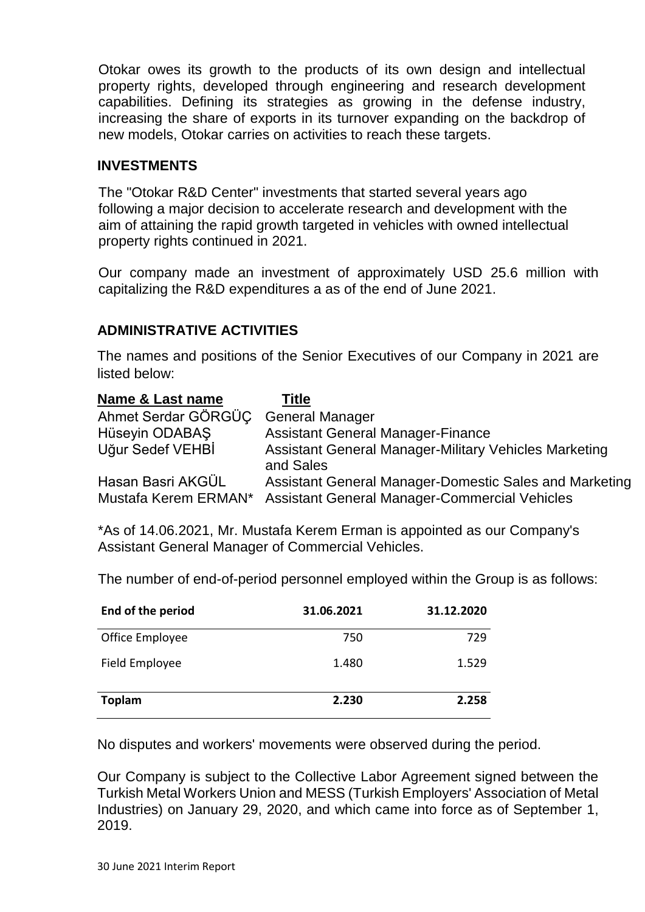Otokar owes its growth to the products of its own design and intellectual property rights, developed through engineering and research development capabilities. Defining its strategies as growing in the defense industry, increasing the share of exports in its turnover expanding on the backdrop of new models, Otokar carries on activities to reach these targets.

## INVESTMENTS

The "Otokar R&D Center" investments that started several years ago following a major decision to accelerate research and development with the aim of attaining the rapid growth targeted in vehicles with owned intellectual property rights continued in 2021.

Our company made an investment of approximately USD 25.6 million with capitalizing the R&D expenditures a as of the end of June 2021.

## ADMINISTRATIVE ACTIVITIES

The names and positions of the Senior Executives of our Company in 2021 are listed below:

| Name & Last name | Title |
|---|---|
| Ahmet Serdar GÖRGÜÇ | General Manager |
| Hüseyin ODABAŞ | Assistant General Manager-Finance |
| Uğur Sedef VEHBİ | Assistant General Manager-Military Vehicles Marketing and Sales |
| Hasan Basri AKGÜL | Assistant General Manager-Domestic Sales and Marketing |
| Mustafa Kerem ERMAN* | Assistant General Manager-Commercial Vehicles |

*As of 14.06.2021, Mr. Mustafa Kerem Erman is appointed as our Company's Assistant General Manager of Commercial Vehicles.

The number of end-of-period personnel employed within the Group is as follows:

| End of the period | 31.06.2021 | 31.12.2020 |
|---|---|---|
| Office Employee | 750 | 729 |
| Field Employee | 1.480 | 1.529 |
| **Toplam** | **2.230** | **2.258** |

No disputes and workers' movements were observed during the period.

Our Company is subject to the Collective Labor Agreement signed between the Turkish Metal Workers Union and MESS (Turkish Employers' Association of Metal Industries) on January 29, 2020, and which came into force as of September 1, 2019.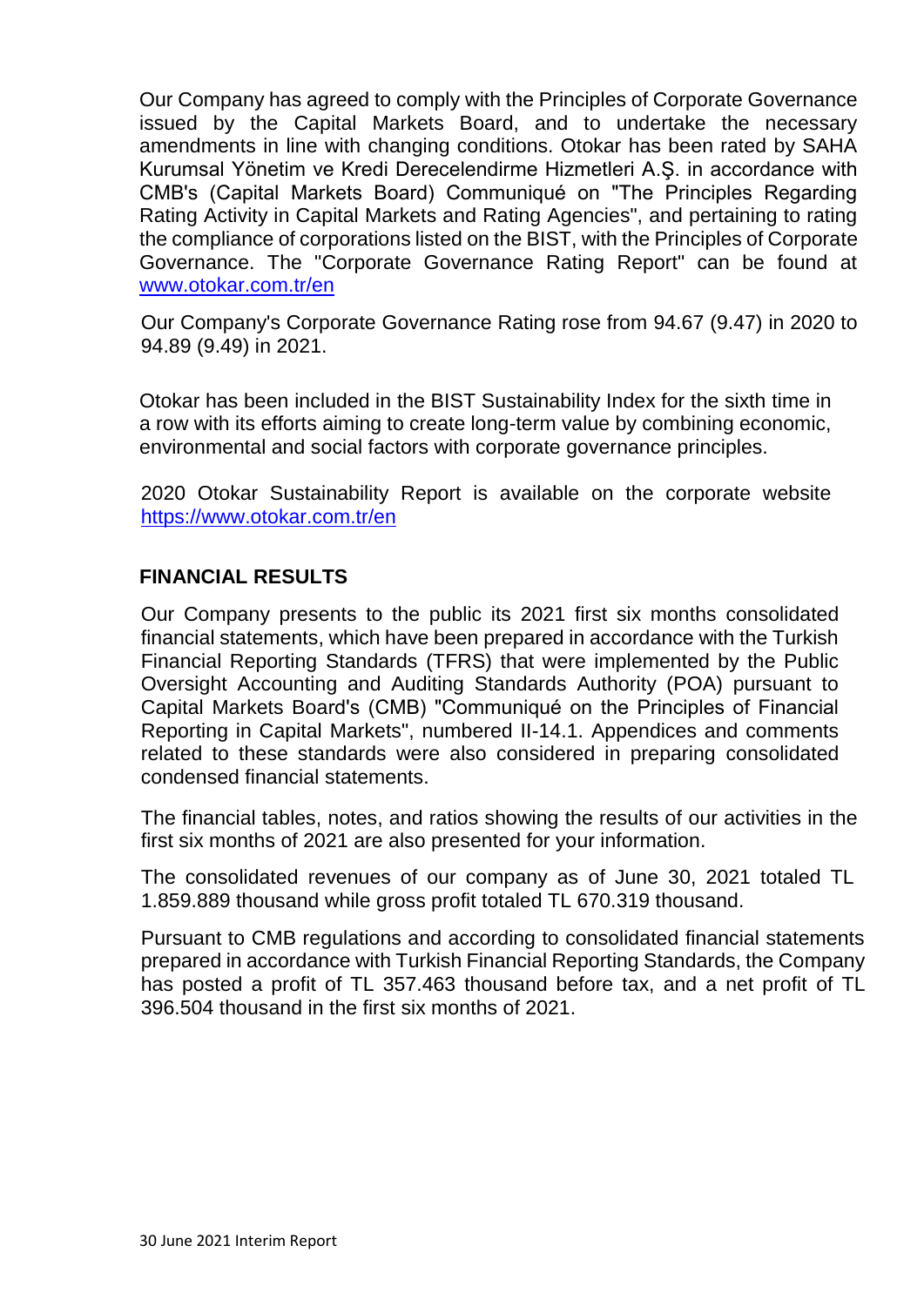Our Company has agreed to comply with the Principles of Corporate Governance issued by the Capital Markets Board, and to undertake the necessary amendments in line with changing conditions. Otokar has been rated by SAHA Kurumsal Yönetim ve Kredi Derecelendirme Hizmetleri A.Ş. in accordance with CMB's (Capital Markets Board) Communiqué on "The Principles Regarding Rating Activity in Capital Markets and Rating Agencies", and pertaining to rating the compliance of corporations listed on the BIST, with the Principles of Corporate Governance. The "Corporate Governance Rating Report" can be found at www.otokar.com.tr/en

Our Company's Corporate Governance Rating rose from 94.67 (9.47) in 2020 to 94.89 (9.49) in 2021.

Otokar has been included in the BIST Sustainability Index for the sixth time in a row with its efforts aiming to create long-term value by combining economic, environmental and social factors with corporate governance principles.

2020 Otokar Sustainability Report is available on the corporate website https://www.otokar.com.tr/en

## FINANCIAL RESULTS

Our Company presents to the public its 2021 first six months consolidated financial statements, which have been prepared in accordance with the Turkish Financial Reporting Standards (TFRS) that were implemented by the Public Oversight Accounting and Auditing Standards Authority (POA) pursuant to Capital Markets Board's (CMB) "Communiqué on the Principles of Financial Reporting in Capital Markets", numbered II-14.1. Appendices and comments related to these standards were also considered in preparing consolidated condensed financial statements.

The financial tables, notes, and ratios showing the results of our activities in the first six months of 2021 are also presented for your information.

The consolidated revenues of our company as of June 30, 2021 totaled TL 1.859.889 thousand while gross profit totaled TL 670.319 thousand.

Pursuant to CMB regulations and according to consolidated financial statements prepared in accordance with Turkish Financial Reporting Standards, the Company has posted a profit of TL 357.463 thousand before tax, and a net profit of TL 396.504 thousand in the first six months of 2021.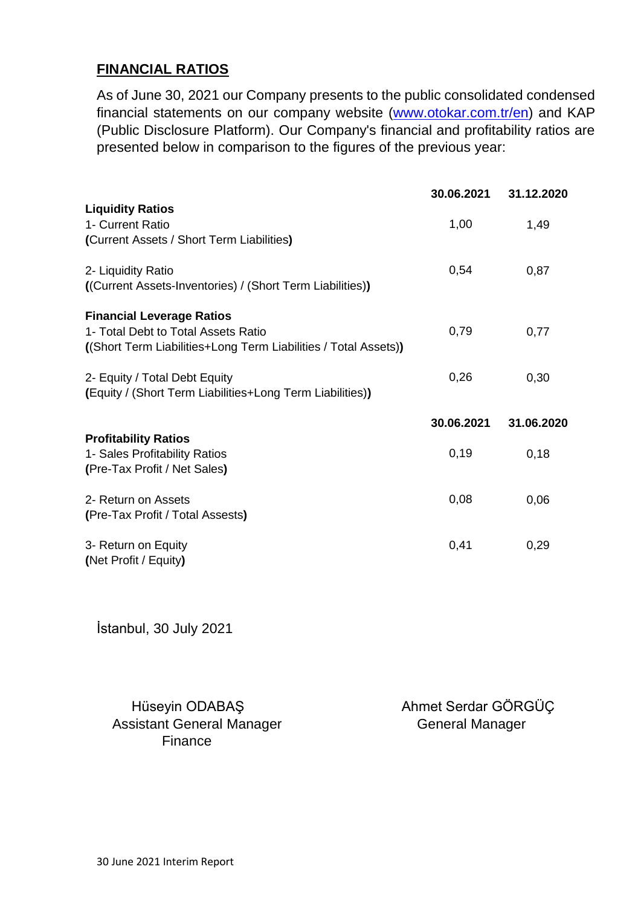## FINANCIAL RATIOS

As of June 30, 2021 our Company presents to the public consolidated condensed financial statements on our company website ([www.otokar.com.tr/en](www.otokar.com.tr/en)) and KAP (Public Disclosure Platform). Our Company's financial and profitability ratios are presented below in comparison to the figures of the previous year:

| | 30.06.2021 | 31.12.2020 |
|---|---|---|
| **Liquidity Ratios** | | |
| 1- Current Ratio<br>**(**Current Assets / Short Term Liabilities**)** | 1,00 | 1,49 |
| 2- Liquidity Ratio<br>**(**(Current Assets-Inventories) / (Short Term Liabilities)**)** | 0,54 | 0,87 |
| **Financial Leverage Ratios** | | |
| 1- Total Debt to Total Assets Ratio<br>**(**(Short Term Liabilities+Long Term Liabilities / Total Assets)**)** | 0,79 | 0,77 |
| 2- Equity / Total Debt Equity<br>**(**Equity / (Short Term Liabilities+Long Term Liabilities)**)** | 0,26 | 0,30 |
| | **30.06.2021** | **31.06.2020** |
| **Profitability Ratios** | | |
| 1- Sales Profitability Ratios<br>**(**Pre-Tax Profit / Net Sales**)** | 0,19 | 0,18 |
| 2- Return on Assets<br>**(**Pre-Tax Profit / Total Assests**)** | 0,08 | 0,06 |
| 3- Return on Equity<br>**(**Net Profit / Equity**)** | 0,41 | 0,29 |

İstanbul, 30 July 2021

Hüseyin ODABAŞ
Assistant General Manager
Finance

Ahmet Serdar GÖRGÜÇ
General Manager